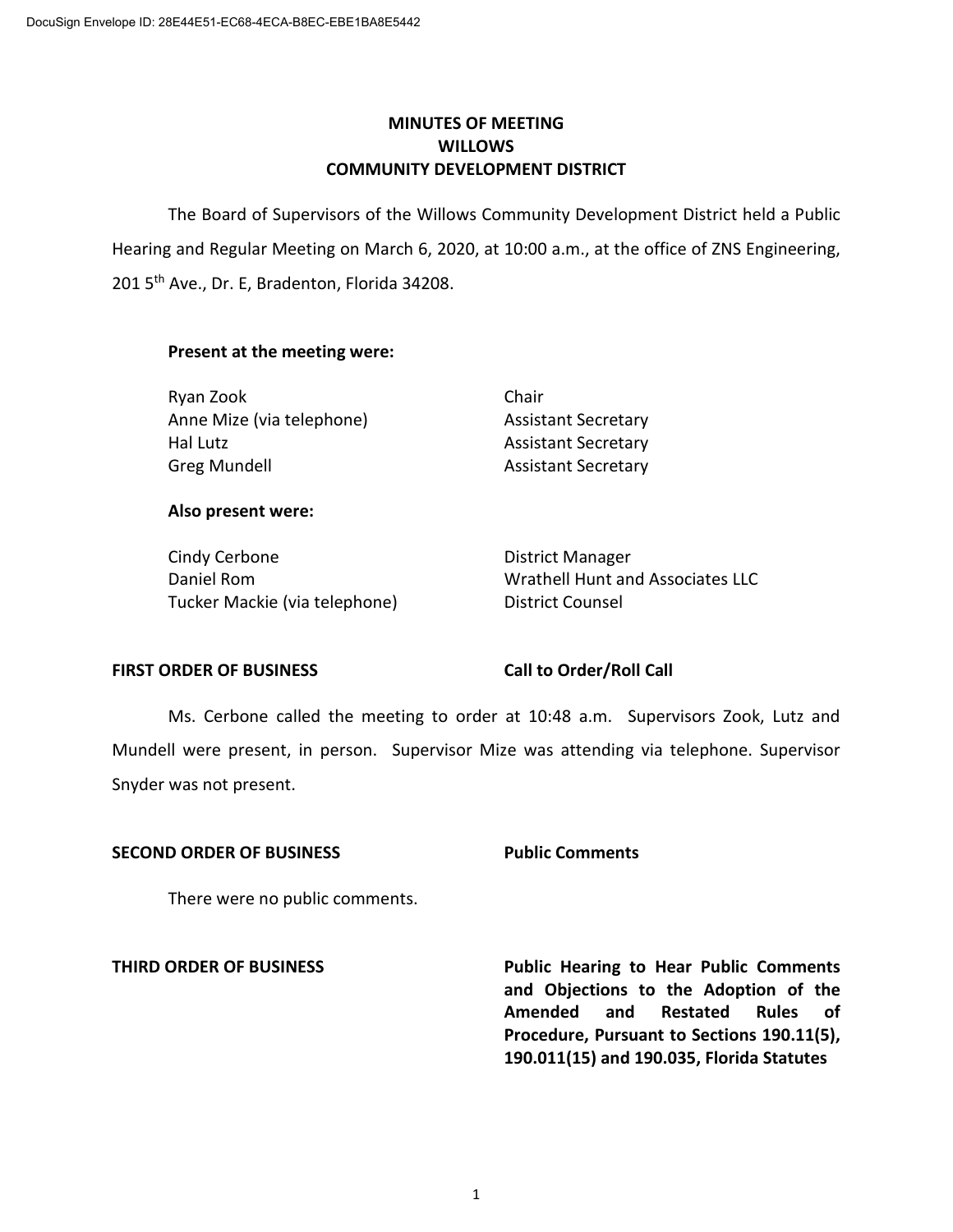DocuSign Envelope ID: 28E44E51-EC68-4ECA-B8EC-EBE1BA8E5442

# MINUTES OF MEETING
# WILLOWS
# COMMUNITY DEVELOPMENT DISTRICT

The Board of Supervisors of the Willows Community Development District held a Public Hearing and Regular Meeting on March 6, 2020, at 10:00 a.m., at the office of ZNS Engineering, 201 5th Ave., Dr. E, Bradenton, Florida 34208.

**Present at the meeting were:**

| | |
|---|---|
| Ryan Zook | Chair |
| Anne Mize (via telephone) | Assistant Secretary |
| Hal Lutz | Assistant Secretary |
| Greg Mundell | Assistant Secretary |

**Also present were:**

| | |
|---|---|
| Cindy Cerbone | District Manager |
| Daniel Rom | Wrathell Hunt and Associates LLC |
| Tucker Mackie (via telephone) | District Counsel |

**FIRST ORDER OF BUSINESS** **Call to Order/Roll Call**

Ms. Cerbone called the meeting to order at 10:48 a.m. Supervisors Zook, Lutz and Mundell were present, in person. Supervisor Mize was attending via telephone. Supervisor Snyder was not present.

**SECOND ORDER OF BUSINESS** **Public Comments**

There were no public comments.

**THIRD ORDER OF BUSINESS** **Public Hearing to Hear Public Comments and Objections to the Adoption of the Amended and Restated Rules of Procedure, Pursuant to Sections 190.11(5), 190.011(15) and 190.035, Florida Statutes**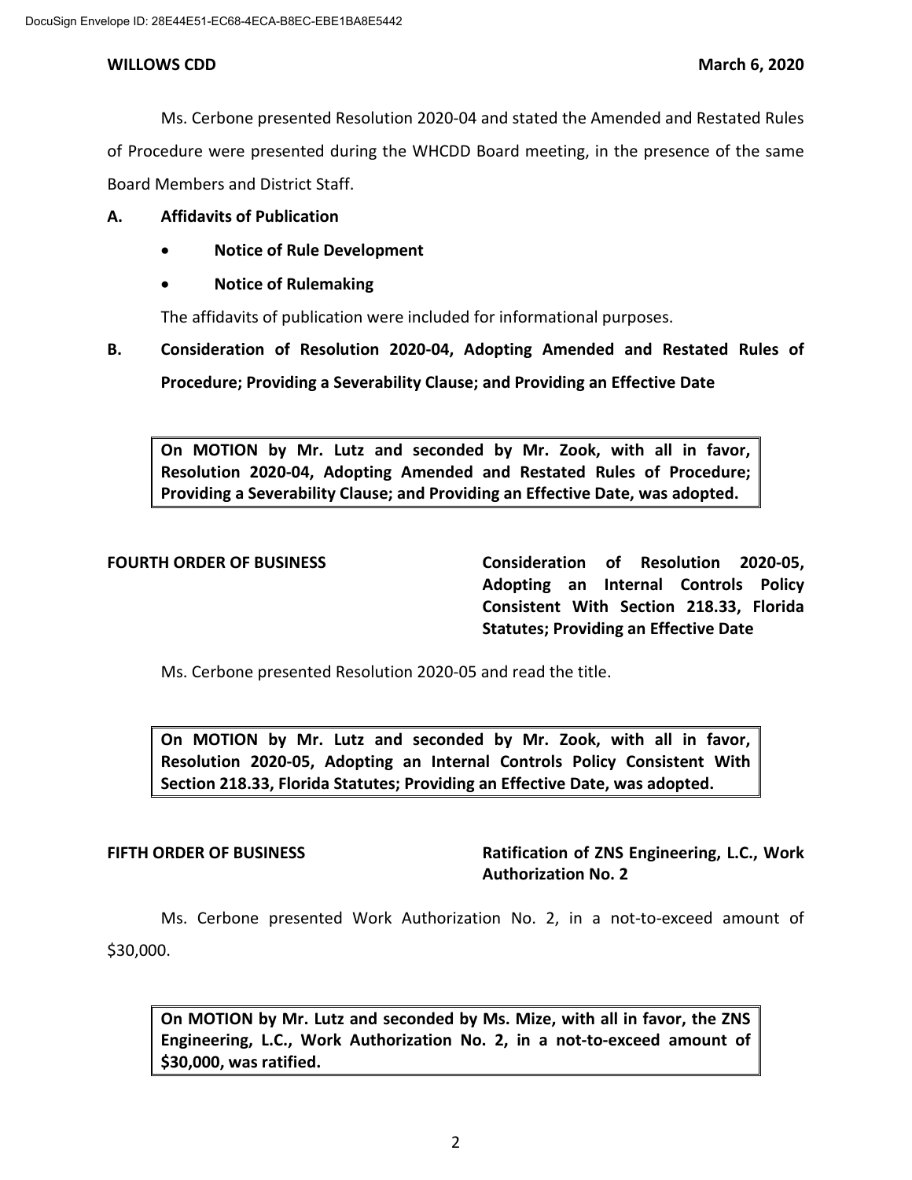Ms. Cerbone presented Resolution 2020-04 and stated the Amended and Restated Rules of Procedure were presented during the WHCDD Board meeting, in the presence of the same Board Members and District Staff.

**A. Affidavits of Publication**

- **Notice of Rule Development**
- **Notice of Rulemaking**

The affidavits of publication were included for informational purposes.

**B. Consideration of Resolution 2020-04, Adopting Amended and Restated Rules of Procedure; Providing a Severability Clause; and Providing an Effective Date**

> **On MOTION by Mr. Lutz and seconded by Mr. Zook, with all in favor, Resolution 2020-04, Adopting Amended and Restated Rules of Procedure; Providing a Severability Clause; and Providing an Effective Date, was adopted.**

**FOURTH ORDER OF BUSINESS** — **Consideration of Resolution 2020-05, Adopting an Internal Controls Policy Consistent With Section 218.33, Florida Statutes; Providing an Effective Date**

Ms. Cerbone presented Resolution 2020-05 and read the title.

> **On MOTION by Mr. Lutz and seconded by Mr. Zook, with all in favor, Resolution 2020-05, Adopting an Internal Controls Policy Consistent With Section 218.33, Florida Statutes; Providing an Effective Date, was adopted.**

**FIFTH ORDER OF BUSINESS** — **Ratification of ZNS Engineering, L.C., Work Authorization No. 2**

Ms. Cerbone presented Work Authorization No. 2, in a not-to-exceed amount of $30,000.

> **On MOTION by Mr. Lutz and seconded by Ms. Mize, with all in favor, the ZNS Engineering, L.C., Work Authorization No. 2, in a not-to-exceed amount of $30,000, was ratified.**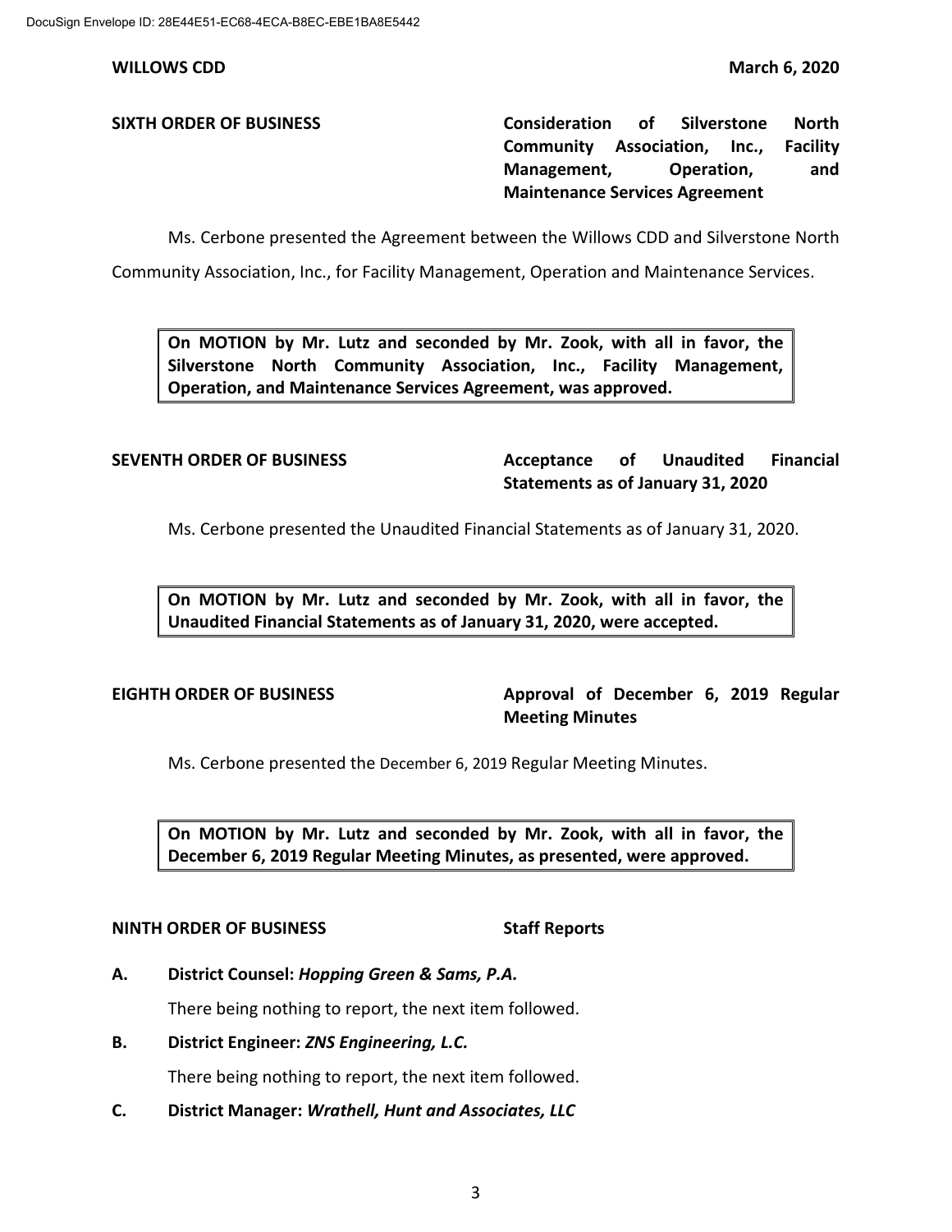**SIXTH ORDER OF BUSINESS** **Consideration of Silverstone North Community Association, Inc., Facility Management, Operation, and Maintenance Services Agreement**

Ms. Cerbone presented the Agreement between the Willows CDD and Silverstone North Community Association, Inc., for Facility Management, Operation and Maintenance Services.

> **On MOTION by Mr. Lutz and seconded by Mr. Zook, with all in favor, the Silverstone North Community Association, Inc., Facility Management, Operation, and Maintenance Services Agreement, was approved.**

**SEVENTH ORDER OF BUSINESS** **Acceptance of Unaudited Financial Statements as of January 31, 2020**

Ms. Cerbone presented the Unaudited Financial Statements as of January 31, 2020.

> **On MOTION by Mr. Lutz and seconded by Mr. Zook, with all in favor, the Unaudited Financial Statements as of January 31, 2020, were accepted.**

**EIGHTH ORDER OF BUSINESS** **Approval of December 6, 2019 Regular Meeting Minutes**

Ms. Cerbone presented the December 6, 2019 Regular Meeting Minutes.

> **On MOTION by Mr. Lutz and seconded by Mr. Zook, with all in favor, the December 6, 2019 Regular Meeting Minutes, as presented, were approved.**

**NINTH ORDER OF BUSINESS** **Staff Reports**

**A. District Counsel: *Hopping Green & Sams, P.A.***

There being nothing to report, the next item followed.

**B. District Engineer: *ZNS Engineering, L.C.***

There being nothing to report, the next item followed.

**C. District Manager: *Wrathell, Hunt and Associates, LLC***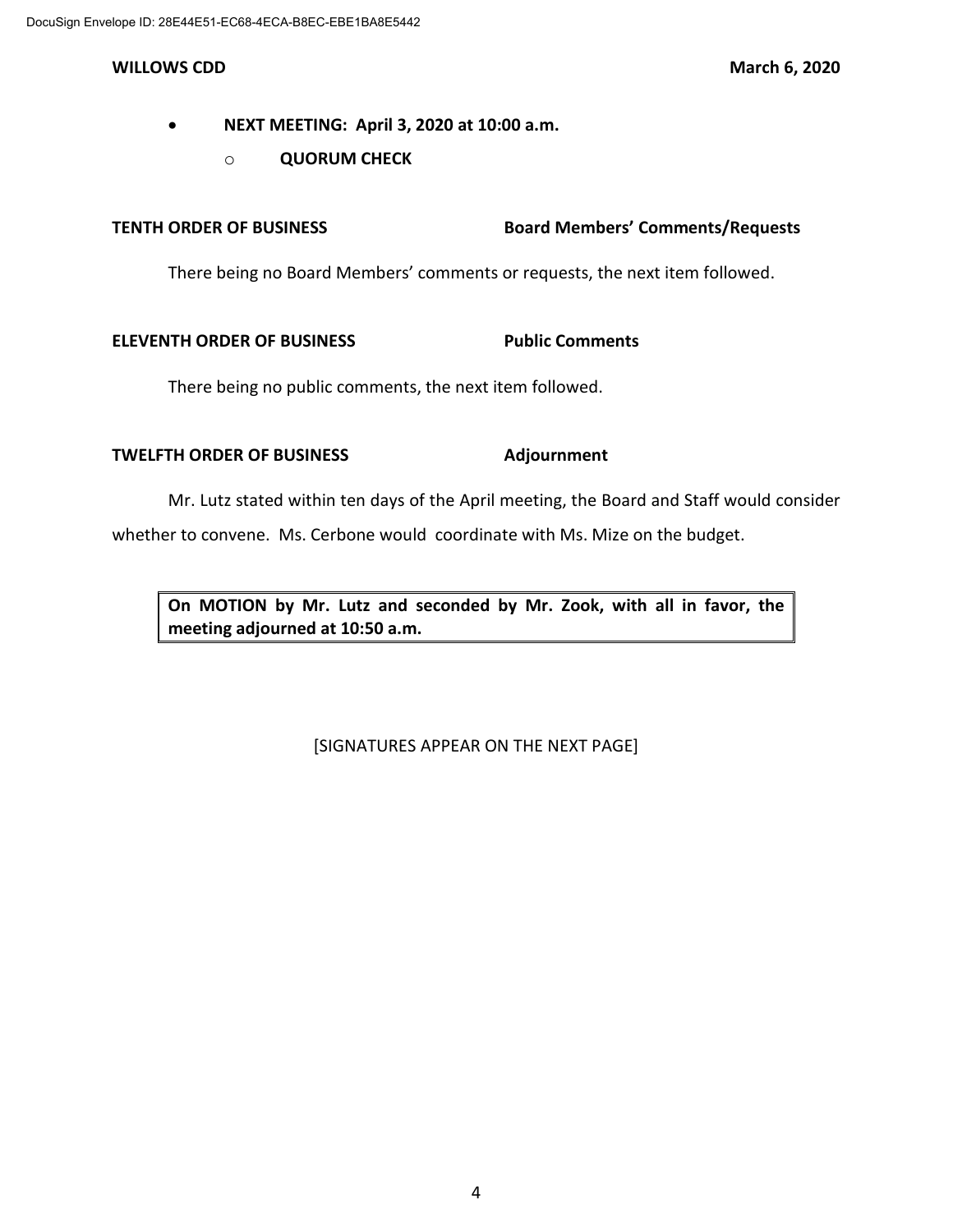- **NEXT MEETING: April 3, 2020 at 10:00 a.m.**
  - **QUORUM CHECK**

**TENTH ORDER OF BUSINESS** **Board Members' Comments/Requests**

There being no Board Members' comments or requests, the next item followed.

**ELEVENTH ORDER OF BUSINESS** **Public Comments**

There being no public comments, the next item followed.

**TWELFTH ORDER OF BUSINESS** **Adjournment**

Mr. Lutz stated within ten days of the April meeting, the Board and Staff would consider whether to convene. Ms. Cerbone would coordinate with Ms. Mize on the budget.

**On MOTION by Mr. Lutz and seconded by Mr. Zook, with all in favor, the meeting adjourned at 10:50 a.m.**

[SIGNATURES APPEAR ON THE NEXT PAGE]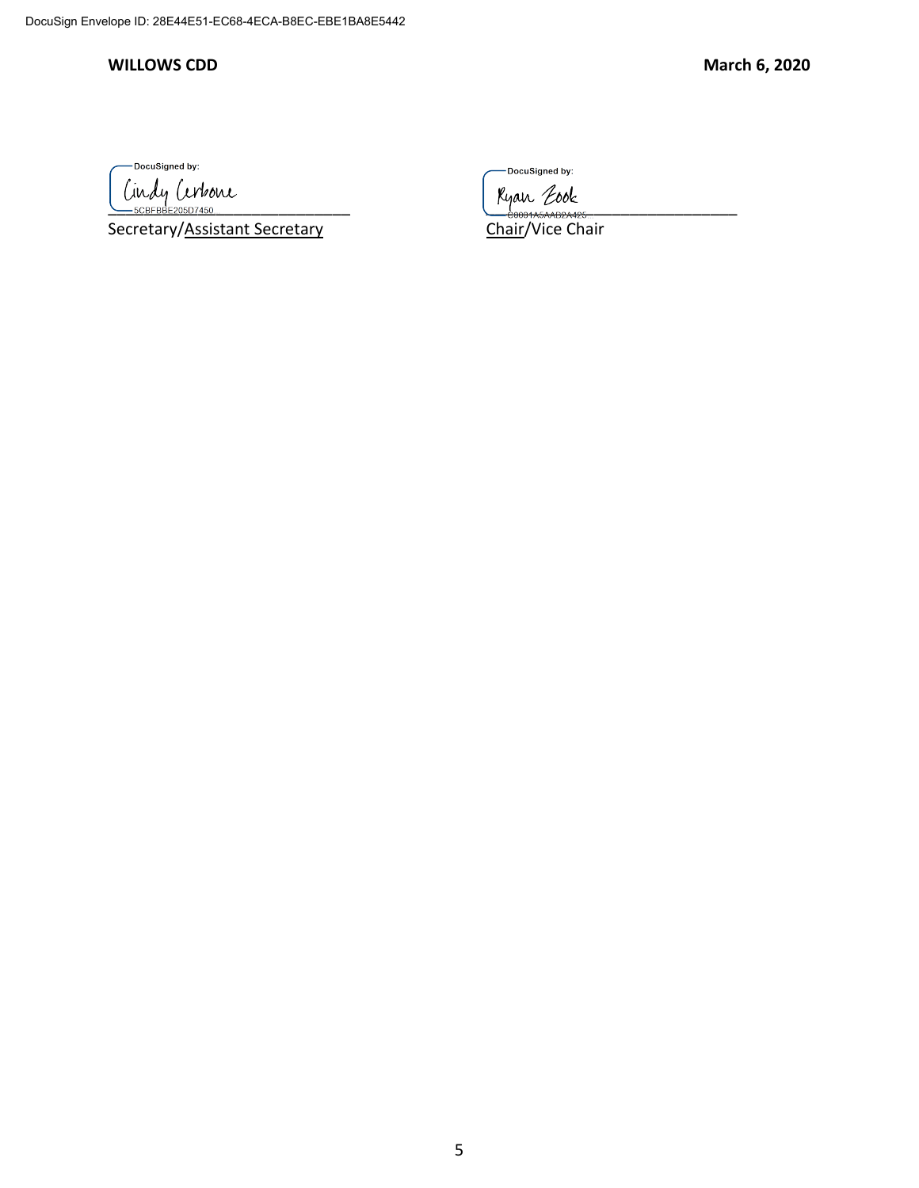**WILLOWS CDD** **March 6, 2020**

DocuSigned by:
Cindy Cerbone
5CBFBBE205D7450

Secretary/Assistant Secretary

DocuSigned by:
Ryan Zook
C0031A5AAB2A425

Chair/Vice Chair